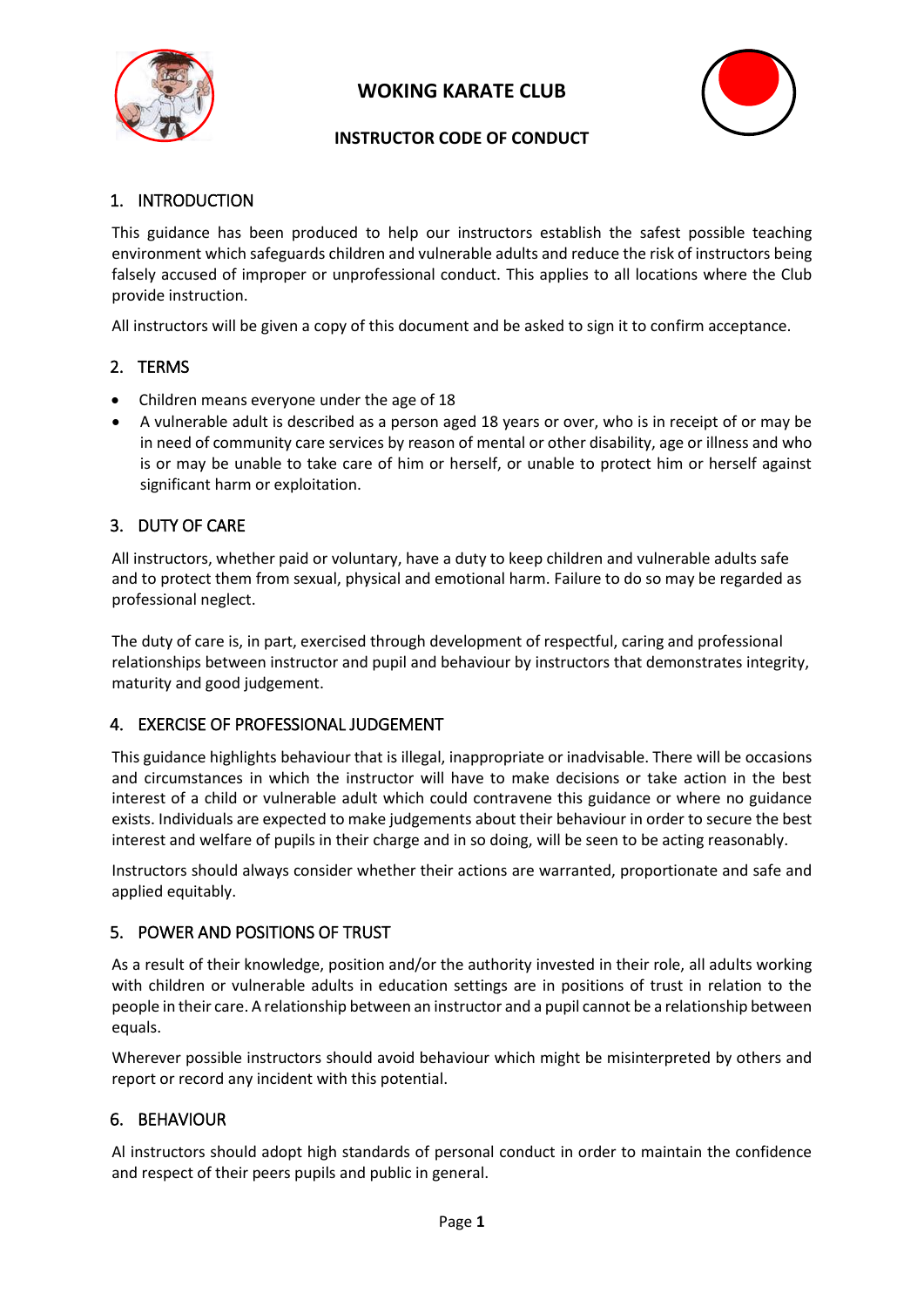# WOKING KARATE CLUB

## INSTRUCTOR CODE OF CONDUCT

### 1. INTRODUCTION

This guidance has been produced to help our instructors establish the safest possible teaching environment which safeguards children and vulnerable adults and reduce the risk of instructors being falsely accused of improper or unprofessional conduct. This applies to all locations where the Club provide instruction.

All instructors will be given a copy of this document and be asked to sign it to confirm acceptance.

### 2. TERMS

- Children means everyone under the age of 18
- A vulnerable adult is described as a person aged 18 years or over, who is in receipt of or may be in need of community care services by reason of mental or other disability, age or illness and who is or may be unable to take care of him or herself, or unable to protect him or herself against significant harm or exploitation.

### 3. DUTY OF CARE

All instructors, whether paid or voluntary, have a duty to keep children and vulnerable adults safe and to protect them from sexual, physical and emotional harm. Failure to do so may be regarded as professional neglect.

The duty of care is, in part, exercised through development of respectful, caring and professional relationships between instructor and pupil and behaviour by instructors that demonstrates integrity, maturity and good judgement.

### 4. EXERCISE OF PROFESSIONAL JUDGEMENT

This guidance highlights behaviour that is illegal, inappropriate or inadvisable. There will be occasions and circumstances in which the instructor will have to make decisions or take action in the best interest of a child or vulnerable adult which could contravene this guidance or where no guidance exists. Individuals are expected to make judgements about their behaviour in order to secure the best interest and welfare of pupils in their charge and in so doing, will be seen to be acting reasonably.

Instructors should always consider whether their actions are warranted, proportionate and safe and applied equitably.

### 5. POWER AND POSITIONS OF TRUST

As a result of their knowledge, position and/or the authority invested in their role, all adults working with children or vulnerable adults in education settings are in positions of trust in relation to the people in their care. A relationship between an instructor and a pupil cannot be a relationship between equals.

Wherever possible instructors should avoid behaviour which might be misinterpreted by others and report or record any incident with this potential.

### 6. BEHAVIOUR

Al instructors should adopt high standards of personal conduct in order to maintain the confidence and respect of their peers pupils and public in general.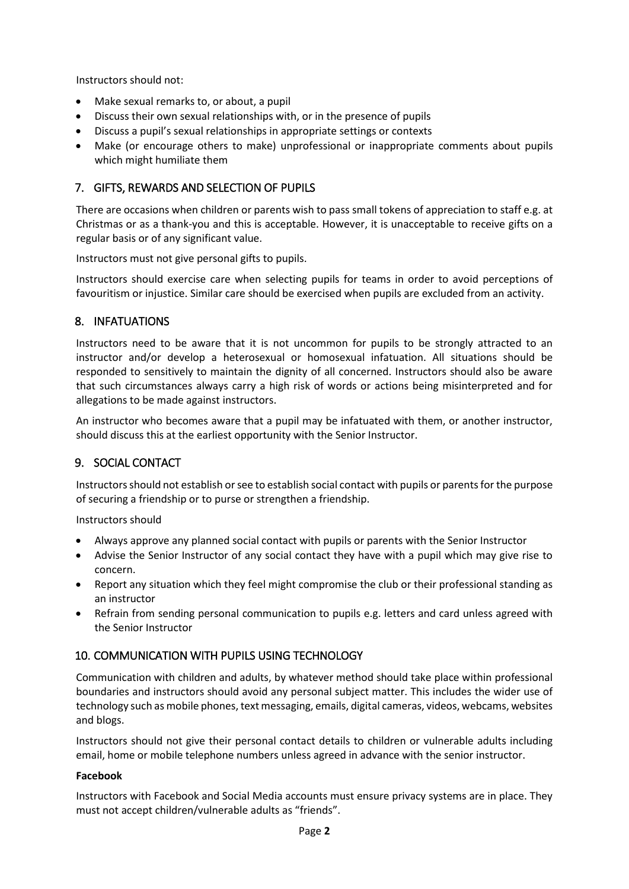Instructors should not:

- Make sexual remarks to, or about, a pupil
- Discuss their own sexual relationships with, or in the presence of pupils
- Discuss a pupil's sexual relationships in appropriate settings or contexts
- Make (or encourage others to make) unprofessional or inappropriate comments about pupils which might humiliate them

## 7. GIFTS, REWARDS AND SELECTION OF PUPILS

There are occasions when children or parents wish to pass small tokens of appreciation to staff e.g. at Christmas or as a thank-you and this is acceptable. However, it is unacceptable to receive gifts on a regular basis or of any significant value.

Instructors must not give personal gifts to pupils.

Instructors should exercise care when selecting pupils for teams in order to avoid perceptions of favouritism or injustice. Similar care should be exercised when pupils are excluded from an activity.

## 8. INFATUATIONS

Instructors need to be aware that it is not uncommon for pupils to be strongly attracted to an instructor and/or develop a heterosexual or homosexual infatuation. All situations should be responded to sensitively to maintain the dignity of all concerned. Instructors should also be aware that such circumstances always carry a high risk of words or actions being misinterpreted and for allegations to be made against instructors.

An instructor who becomes aware that a pupil may be infatuated with them, or another instructor, should discuss this at the earliest opportunity with the Senior Instructor.

## 9. SOCIAL CONTACT

Instructors should not establish or see to establish social contact with pupils or parents for the purpose of securing a friendship or to purse or strengthen a friendship.

Instructors should

- Always approve any planned social contact with pupils or parents with the Senior Instructor
- Advise the Senior Instructor of any social contact they have with a pupil which may give rise to concern.
- Report any situation which they feel might compromise the club or their professional standing as an instructor
- Refrain from sending personal communication to pupils e.g. letters and card unless agreed with the Senior Instructor

## 10. COMMUNICATION WITH PUPILS USING TECHNOLOGY

Communication with children and adults, by whatever method should take place within professional boundaries and instructors should avoid any personal subject matter. This includes the wider use of technology such as mobile phones, text messaging, emails, digital cameras, videos, webcams, websites and blogs.

Instructors should not give their personal contact details to children or vulnerable adults including email, home or mobile telephone numbers unless agreed in advance with the senior instructor.

**Facebook**

Instructors with Facebook and Social Media accounts must ensure privacy systems are in place. They must not accept children/vulnerable adults as "friends".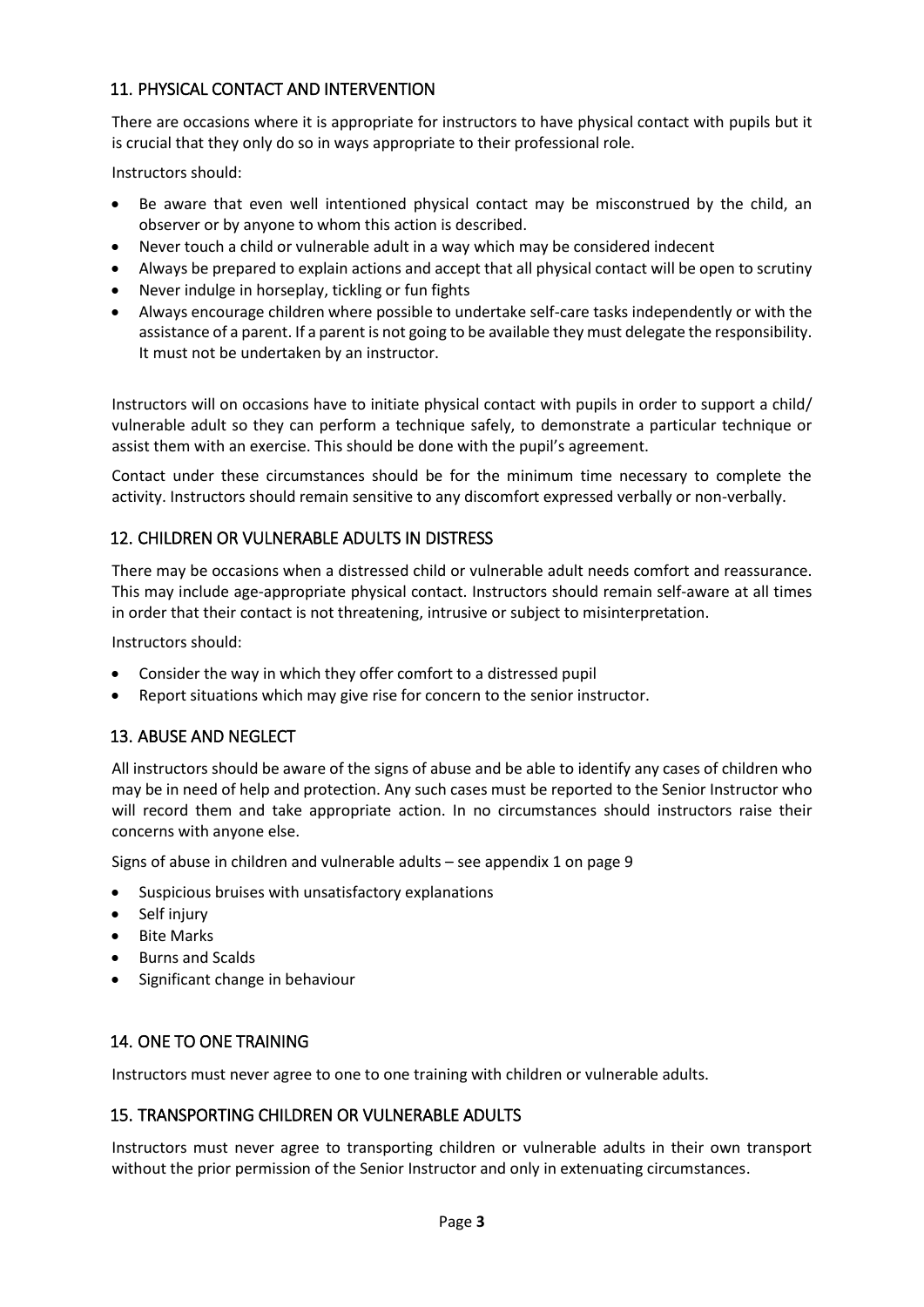## 11. PHYSICAL CONTACT AND INTERVENTION

There are occasions where it is appropriate for instructors to have physical contact with pupils but it is crucial that they only do so in ways appropriate to their professional role.

Instructors should:

- Be aware that even well intentioned physical contact may be misconstrued by the child, an observer or by anyone to whom this action is described.
- Never touch a child or vulnerable adult in a way which may be considered indecent
- Always be prepared to explain actions and accept that all physical contact will be open to scrutiny
- Never indulge in horseplay, tickling or fun fights
- Always encourage children where possible to undertake self-care tasks independently or with the assistance of a parent. If a parent is not going to be available they must delegate the responsibility. It must not be undertaken by an instructor.

Instructors will on occasions have to initiate physical contact with pupils in order to support a child/ vulnerable adult so they can perform a technique safely, to demonstrate a particular technique or assist them with an exercise. This should be done with the pupil's agreement.

Contact under these circumstances should be for the minimum time necessary to complete the activity. Instructors should remain sensitive to any discomfort expressed verbally or non-verbally.

## 12. CHILDREN OR VULNERABLE ADULTS IN DISTRESS

There may be occasions when a distressed child or vulnerable adult needs comfort and reassurance. This may include age-appropriate physical contact. Instructors should remain self-aware at all times in order that their contact is not threatening, intrusive or subject to misinterpretation.

Instructors should:

- Consider the way in which they offer comfort to a distressed pupil
- Report situations which may give rise for concern to the senior instructor.

## 13. ABUSE AND NEGLECT

All instructors should be aware of the signs of abuse and be able to identify any cases of children who may be in need of help and protection. Any such cases must be reported to the Senior Instructor who will record them and take appropriate action. In no circumstances should instructors raise their concerns with anyone else.

Signs of abuse in children and vulnerable adults – see appendix 1 on page 9

- Suspicious bruises with unsatisfactory explanations
- Self injury
- Bite Marks
- Burns and Scalds
- Significant change in behaviour

## 14. ONE TO ONE TRAINING

Instructors must never agree to one to one training with children or vulnerable adults.

## 15. TRANSPORTING CHILDREN OR VULNERABLE ADULTS

Instructors must never agree to transporting children or vulnerable adults in their own transport without the prior permission of the Senior Instructor and only in extenuating circumstances.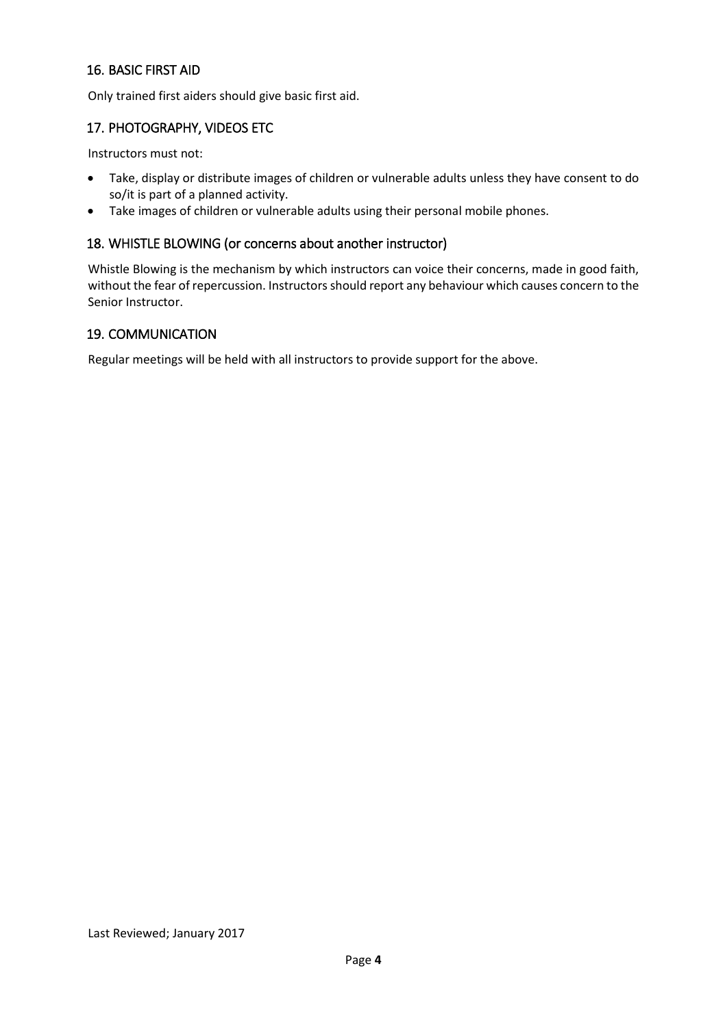## 16. BASIC FIRST AID

Only trained first aiders should give basic first aid.

## 17. PHOTOGRAPHY, VIDEOS ETC

Instructors must not:

- Take, display or distribute images of children or vulnerable adults unless they have consent to do so/it is part of a planned activity.
- Take images of children or vulnerable adults using their personal mobile phones.

## 18. WHISTLE BLOWING (or concerns about another instructor)

Whistle Blowing is the mechanism by which instructors can voice their concerns, made in good faith, without the fear of repercussion. Instructors should report any behaviour which causes concern to the Senior Instructor.

## 19. COMMUNICATION

Regular meetings will be held with all instructors to provide support for the above.

Last Reviewed; January 2017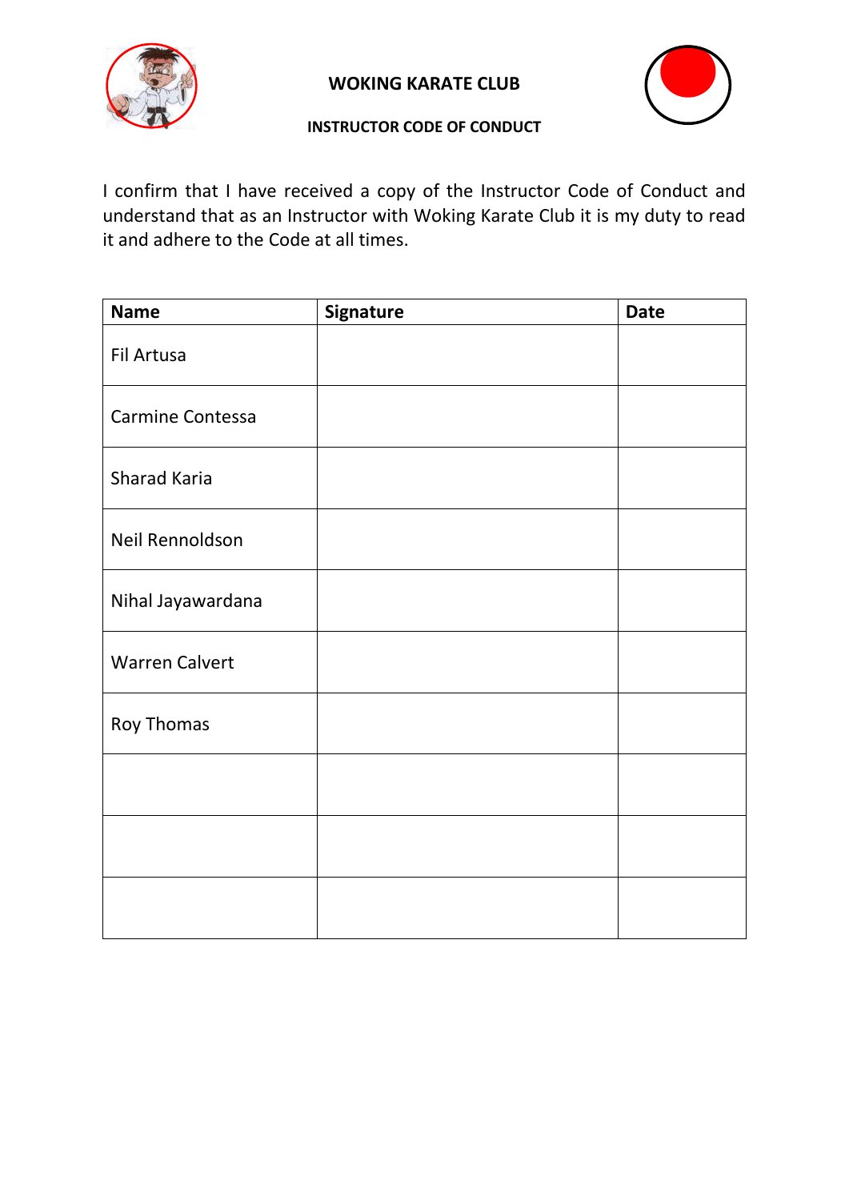# WOKING KARATE CLUB

## INSTRUCTOR CODE OF CONDUCT

I confirm that I have received a copy of the Instructor Code of Conduct and understand that as an Instructor with Woking Karate Club it is my duty to read it and adhere to the Code at all times.

| Name | Signature | Date |
|---|---|---|
| Fil Artusa | | |
| Carmine Contessa | | |
| Sharad Karia | | |
| Neil Rennoldson | | |
| Nihal Jayawardana | | |
| Warren Calvert | | |
| Roy Thomas | | |
| | | |
| | | |
| | | |